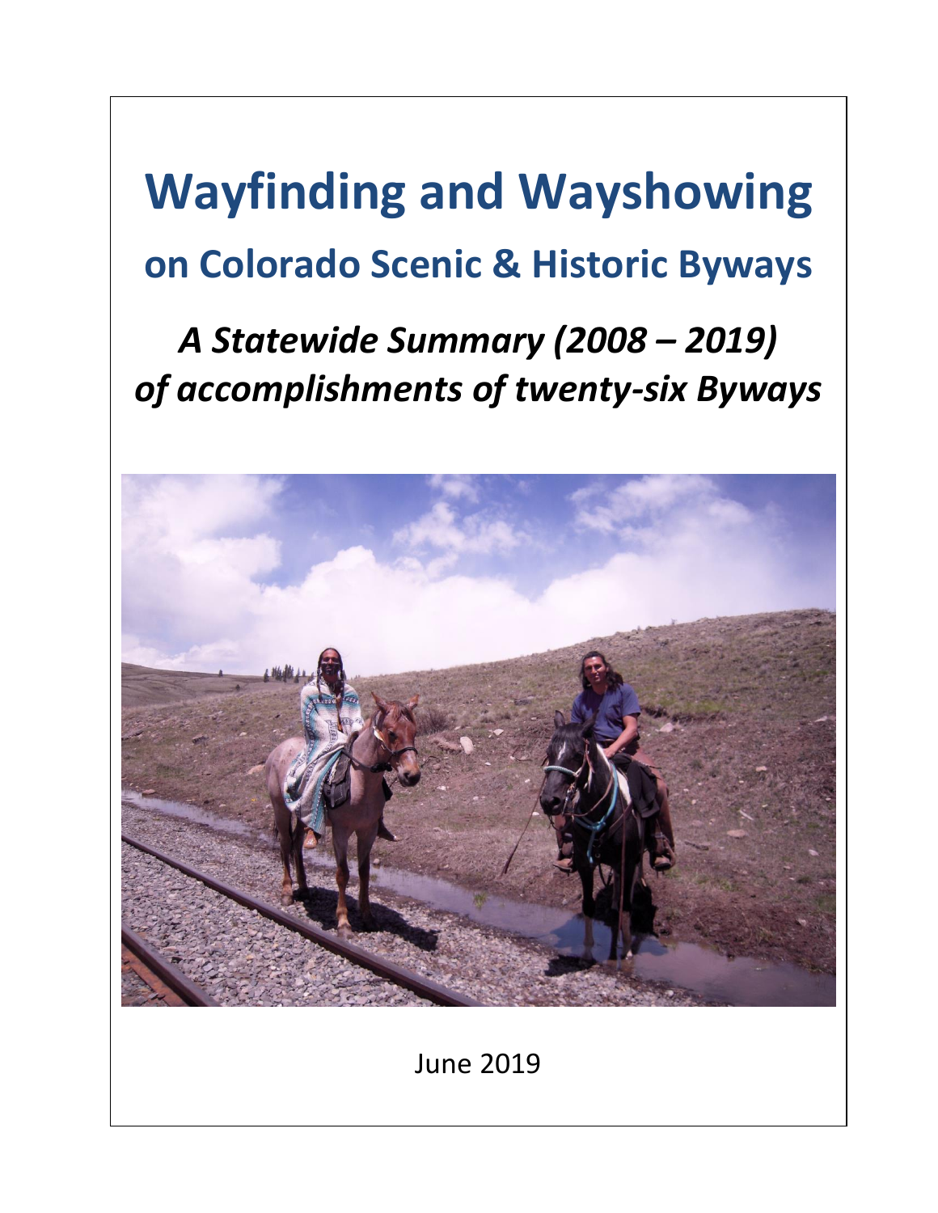# Wayfinding and Wayshowing

## on Colorado Scenic & Historic Byways

### *A Statewide Summary (2008 – 2019) of accomplishments of twenty-six Byways*

June 2019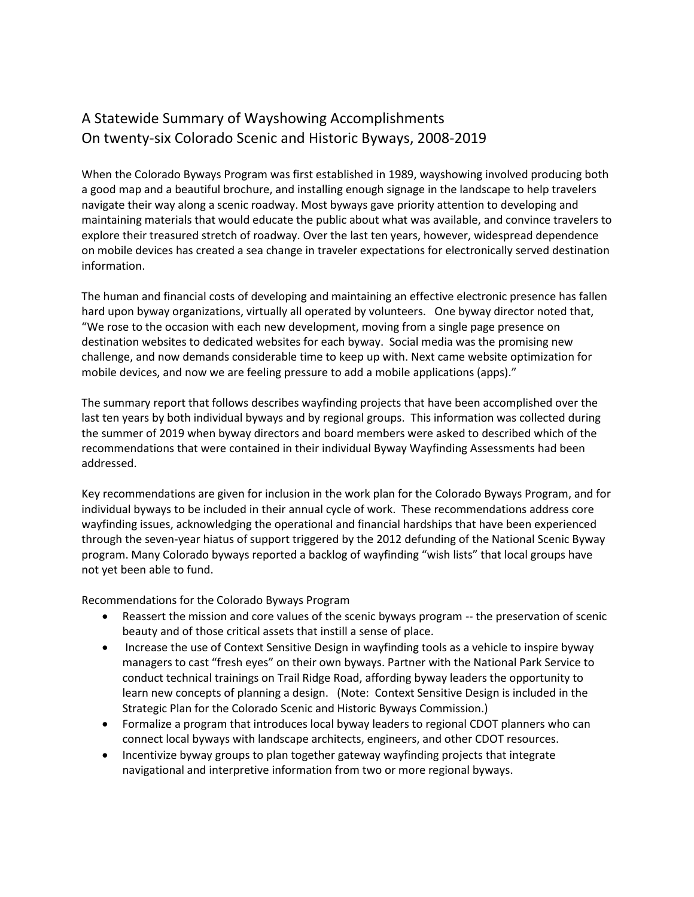# A Statewide Summary of Wayshowing Accomplishments On twenty-six Colorado Scenic and Historic Byways, 2008-2019

When the Colorado Byways Program was first established in 1989, wayshowing involved producing both a good map and a beautiful brochure, and installing enough signage in the landscape to help travelers navigate their way along a scenic roadway. Most byways gave priority attention to developing and maintaining materials that would educate the public about what was available, and convince travelers to explore their treasured stretch of roadway. Over the last ten years, however, widespread dependence on mobile devices has created a sea change in traveler expectations for electronically served destination information.

The human and financial costs of developing and maintaining an effective electronic presence has fallen hard upon byway organizations, virtually all operated by volunteers. One byway director noted that, "We rose to the occasion with each new development, moving from a single page presence on destination websites to dedicated websites for each byway. Social media was the promising new challenge, and now demands considerable time to keep up with. Next came website optimization for mobile devices, and now we are feeling pressure to add a mobile applications (apps)."

The summary report that follows describes wayfinding projects that have been accomplished over the last ten years by both individual byways and by regional groups. This information was collected during the summer of 2019 when byway directors and board members were asked to described which of the recommendations that were contained in their individual Byway Wayfinding Assessments had been addressed.

Key recommendations are given for inclusion in the work plan for the Colorado Byways Program, and for individual byways to be included in their annual cycle of work. These recommendations address core wayfinding issues, acknowledging the operational and financial hardships that have been experienced through the seven-year hiatus of support triggered by the 2012 defunding of the National Scenic Byway program. Many Colorado byways reported a backlog of wayfinding "wish lists" that local groups have not yet been able to fund.

Recommendations for the Colorado Byways Program

- Reassert the mission and core values of the scenic byways program -- the preservation of scenic beauty and of those critical assets that instill a sense of place.
- Increase the use of Context Sensitive Design in wayfinding tools as a vehicle to inspire byway managers to cast "fresh eyes" on their own byways. Partner with the National Park Service to conduct technical trainings on Trail Ridge Road, affording byway leaders the opportunity to learn new concepts of planning a design. (Note: Context Sensitive Design is included in the Strategic Plan for the Colorado Scenic and Historic Byways Commission.)
- Formalize a program that introduces local byway leaders to regional CDOT planners who can connect local byways with landscape architects, engineers, and other CDOT resources.
- Incentivize byway groups to plan together gateway wayfinding projects that integrate navigational and interpretive information from two or more regional byways.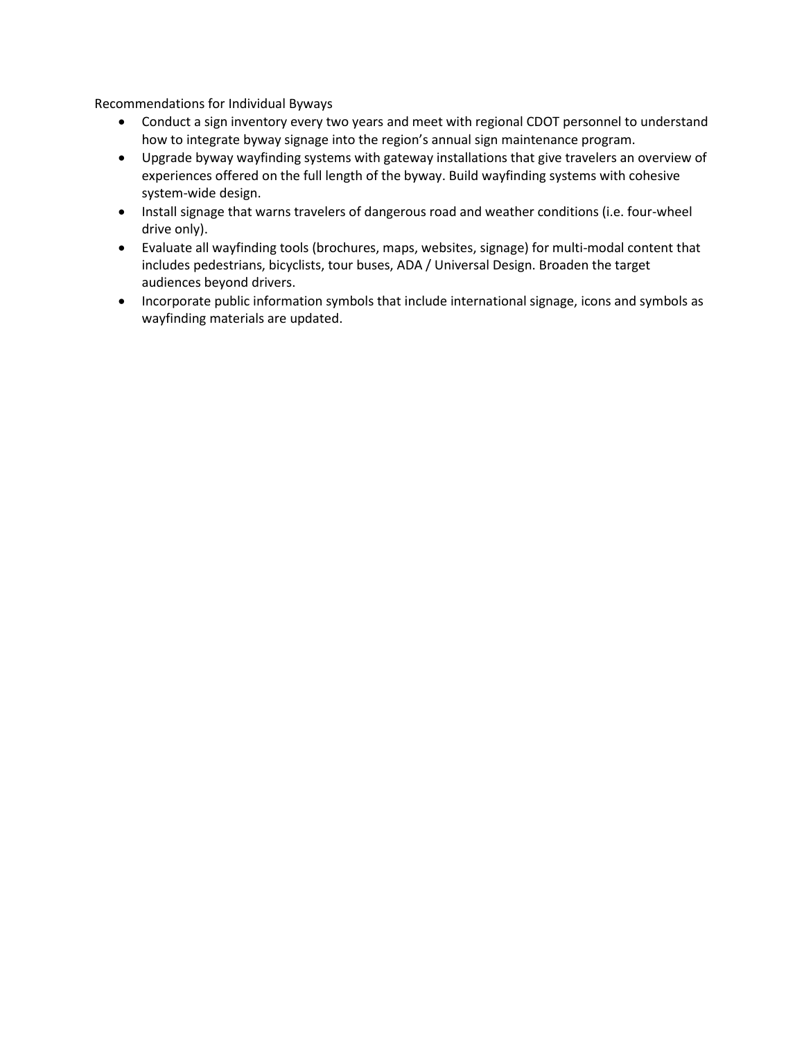Recommendations for Individual Byways

- Conduct a sign inventory every two years and meet with regional CDOT personnel to understand how to integrate byway signage into the region's annual sign maintenance program.
- Upgrade byway wayfinding systems with gateway installations that give travelers an overview of experiences offered on the full length of the byway. Build wayfinding systems with cohesive system-wide design.
- Install signage that warns travelers of dangerous road and weather conditions (i.e. four-wheel drive only).
- Evaluate all wayfinding tools (brochures, maps, websites, signage) for multi-modal content that includes pedestrians, bicyclists, tour buses, ADA / Universal Design. Broaden the target audiences beyond drivers.
- Incorporate public information symbols that include international signage, icons and symbols as wayfinding materials are updated.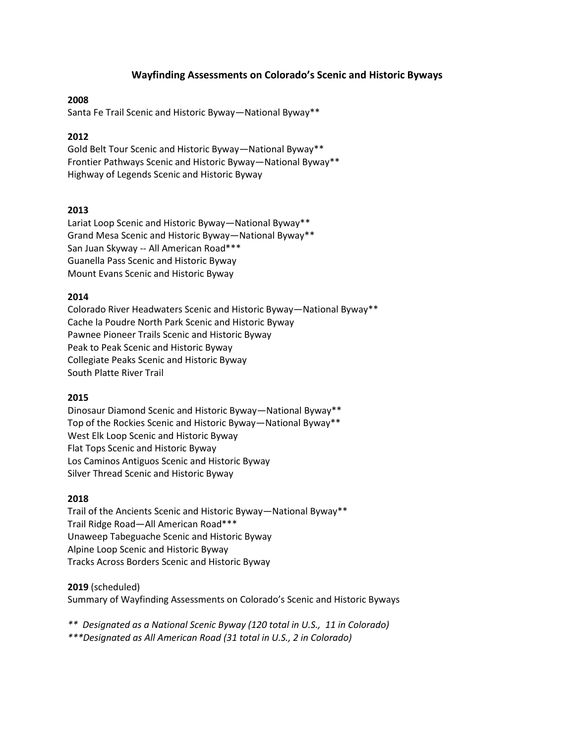## Wayfinding Assessments on Colorado's Scenic and Historic Byways

**2008**
Santa Fe Trail Scenic and Historic Byway—National Byway**

**2012**
Gold Belt Tour Scenic and Historic Byway—National Byway**
Frontier Pathways Scenic and Historic Byway—National Byway**
Highway of Legends Scenic and Historic Byway

**2013**
Lariat Loop Scenic and Historic Byway—National Byway**
Grand Mesa Scenic and Historic Byway—National Byway**
San Juan Skyway -- All American Road***
Guanella Pass Scenic and Historic Byway
Mount Evans Scenic and Historic Byway

**2014**
Colorado River Headwaters Scenic and Historic Byway—National Byway**
Cache la Poudre North Park Scenic and Historic Byway
Pawnee Pioneer Trails Scenic and Historic Byway
Peak to Peak Scenic and Historic Byway
Collegiate Peaks Scenic and Historic Byway
South Platte River Trail

**2015**
Dinosaur Diamond Scenic and Historic Byway—National Byway**
Top of the Rockies Scenic and Historic Byway—National Byway**
West Elk Loop Scenic and Historic Byway
Flat Tops Scenic and Historic Byway
Los Caminos Antiguos Scenic and Historic Byway
Silver Thread Scenic and Historic Byway

**2018**
Trail of the Ancients Scenic and Historic Byway—National Byway**
Trail Ridge Road—All American Road***
Unaweep Tabeguache Scenic and Historic Byway
Alpine Loop Scenic and Historic Byway
Tracks Across Borders Scenic and Historic Byway

**2019** (scheduled)
Summary of Wayfinding Assessments on Colorado's Scenic and Historic Byways

*\*\* Designated as a National Scenic Byway (120 total in U.S., 11 in Colorado)*
*\*\*\*Designated as All American Road (31 total in U.S., 2 in Colorado)*